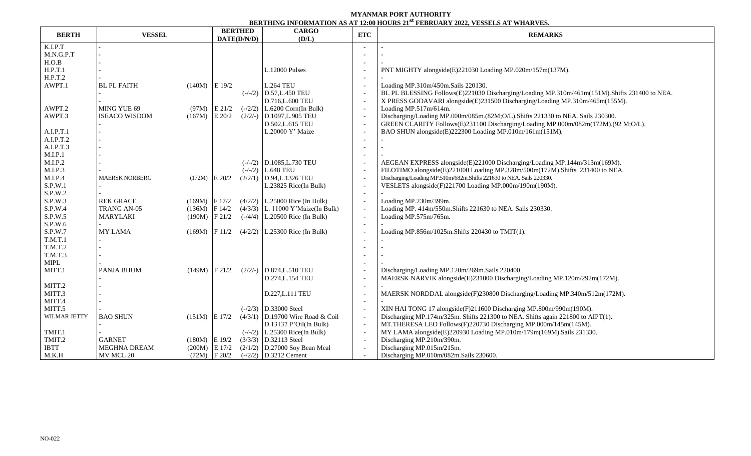**MYANMAR PORT AUTHORITY**

**BERTHING INFORMATION AS AT 12:00 HOURS 21st FEBRUARY 2022, VESSELS AT WHARVES.**

| BERTH | VESSEL | | BERTHED DATE(D/N/D) | | CARGO (D/L) | ETC | REMARKS |
|---|---|---|---|---|---|---|---|
| K.I.P.T | - | | | | | - | - |
| M.N.G.P.T | - | | | | | - | - |
| H.O.B | - | | | | | - | - |
| H.P.T.1 | - | | | | L.12000 Pulses | - | PNT MIGHTY alongside(E)221030 Loading MP.020m/157m(137M). |
| H.P.T.2 | - | | | | | - | - |
| AWPT.1 | BL PL FAITH | (140M) | E 19/2 | | L.264 TEU | - | Loading MP.310m/450m.Sails 220130. |
| | - | | | (-/-/2) | D.57,L.450 TEU | - | BL PL BLESSING Follows(E)221030 Discharging/Loading MP.310m/461m(151M).Shifts 231400 to NEA. |
| | - | | | | D.716,L.600 TEU | - | X PRESS GODAVARI alongside(E)231500 Discharging/Loading MP.310m/465m(155M). |
| AWPT.2 | MING YUE 69 | (97M) | E 21/2 | (-/2/2) | L.6200 Corn(In Bulk) | - | Loading MP.517m/614m. |
| AWPT.3 | ISEACO WISDOM | (167M) | E 20/2 | (2/2/-) | D.1097,L.905 TEU | - | Discharging/Loading MP.000m/085m.(82M;O/L).Shifts 221330 to NEA. Sails 230300. |
| | - | | | | D.502,L.615 TEU | - | GREEN CLARITY Follows(E)231100 Discharging/Loading MP.000m/082m(172M).(92 M;O/L). |
| A.I.P.T.1 | - | | | | L.20000 Y' Maize | - | BAO SHUN alongside(E)222300 Loading MP.010m/161m(151M). |
| A.I.P.T.2 | - | | | | | - | - |
| A.I.P.T.3 | - | | | | | - | - |
| M.I.P.1 | - | | | | | - | - |
| M.I.P.2 | - | | | (-/-/2) | D.1085,L.730 TEU | - | AEGEAN EXPRESS alongside(E)221000 Discharging/Loading MP.144m/313m(169M). |
| M.I.P.3 | - | | | (-/-/2) | L.648 TEU | - | FILOTIMO alongside(E)221000 Loading MP.328m/500m(172M).Shifts 231400 to NEA. |
| M.I.P.4 | MAERSK NORBERG | (172M) | E 20/2 | (2/2/1) | D.94,L.1326 TEU | - | Discharging/Loading MP.510m/682m.Shifts 221630 to NEA. Sails 220330. |
| S.P.W.1 | - | | | | L.23825 Rice(In Bulk) | - | VESLETS alongside(F)221700 Loading MP.000m/190m(190M). |
| S.P.W.2 | - | | | | | - | - |
| S.P.W.3 | REK GRACE | (169M) | F 17/2 | (4/2/2) | L.25000 Rice (In Bulk) | - | Loading MP.230m/399m. |
| S.P.W.4 | TRANG AN-05 | (136M) | F 14/2 | (4/3/3) | L. 11000 Y'Maize(In Bulk) | - | Loading MP. 414m/550m.Shifts 221630 to NEA. Sails 230330. |
| S.P.W.5 | MARYLAKI | (190M) | F 21/2 | (-/4/4) | L.20500 Rice (In Bulk) | - | Loading MP.575m/765m. |
| S.P.W.6 | - | | | | | - | - |
| S.P.W.7 | MY LAMA | (169M) | F 11/2 | (4/2/2) | L.25300 Rice (In Bulk) | - | Loading MP.856m/1025m.Shifts 220430 to TMIT(1). |
| T.M.T.1 | - | | | | | - | - |
| T.M.T.2 | - | | | | | - | - |
| T.M.T.3 | - | | | | | - | - |
| MIPL | - | | | | | - | - |
| MITT.1 | PANJA BHUM | (149M) | F 21/2 | (2/2/-) | D.874,L.510 TEU | - | Discharging/Loading MP.120m/269m.Sails 220400. |
| | - | | | | D.274,L.154 TEU | - | MAERSK NARVIK alongside(E)231000 Discharging/Loading MP.120m/292m(172M). |
| MITT.2 | - | | | | | - | - |
| MITT.3 | - | | | | D.227,L.111 TEU | - | MAERSK NORDDAL alongside(E)230800 Discharging/Loading MP.340m/512m(172M). |
| MITT.4 | - | | | | | - | - |
| MITT.5 | - | | | (-/2/3) | D.33000 Steel | - | XIN HAI TONG 17 alongside(F)211600 Discharging MP.800m/990m(190M). |
| WILMAR JETTY | BAO SHUN | (151M) | E 17/2 | (4/3/1) | D.19700 Wire Road & Coil | - | Discharging MP.174m/325m. Shifts 221300 to NEA. Shifts again 221800 to AIPT(1). |
| | - | | | | D.13137 P'Oil(In Bulk) | - | MT.THERESA LEO Follows(F)220730 Discharging MP.000m/145m(145M). |
| TMIT.1 | - | | | (-/-/2) | L.25300 Rice(In Bulk) | - | MY LAMA alongside(E)220930 Loading MP.010m/179m(169M).Sails 231330. |
| TMIT.2 | GARNET | (180M) | E 19/2 | (3/3/3) | D.32113 Steel | - | Discharging MP.220m/390m. |
| IBTT | MEGHNA DREAM | (200M) | E 17/2 | (2/1/2) | D.27000 Soy Bean Meal | - | Discharging MP.015m/215m. |
| M.K.H | MV MCL 20 | (72M) | F 20/2 | (-/2/2) | D.3212 Cement | - | Discharging MP.010m/082m.Sails 230600. |

NO-022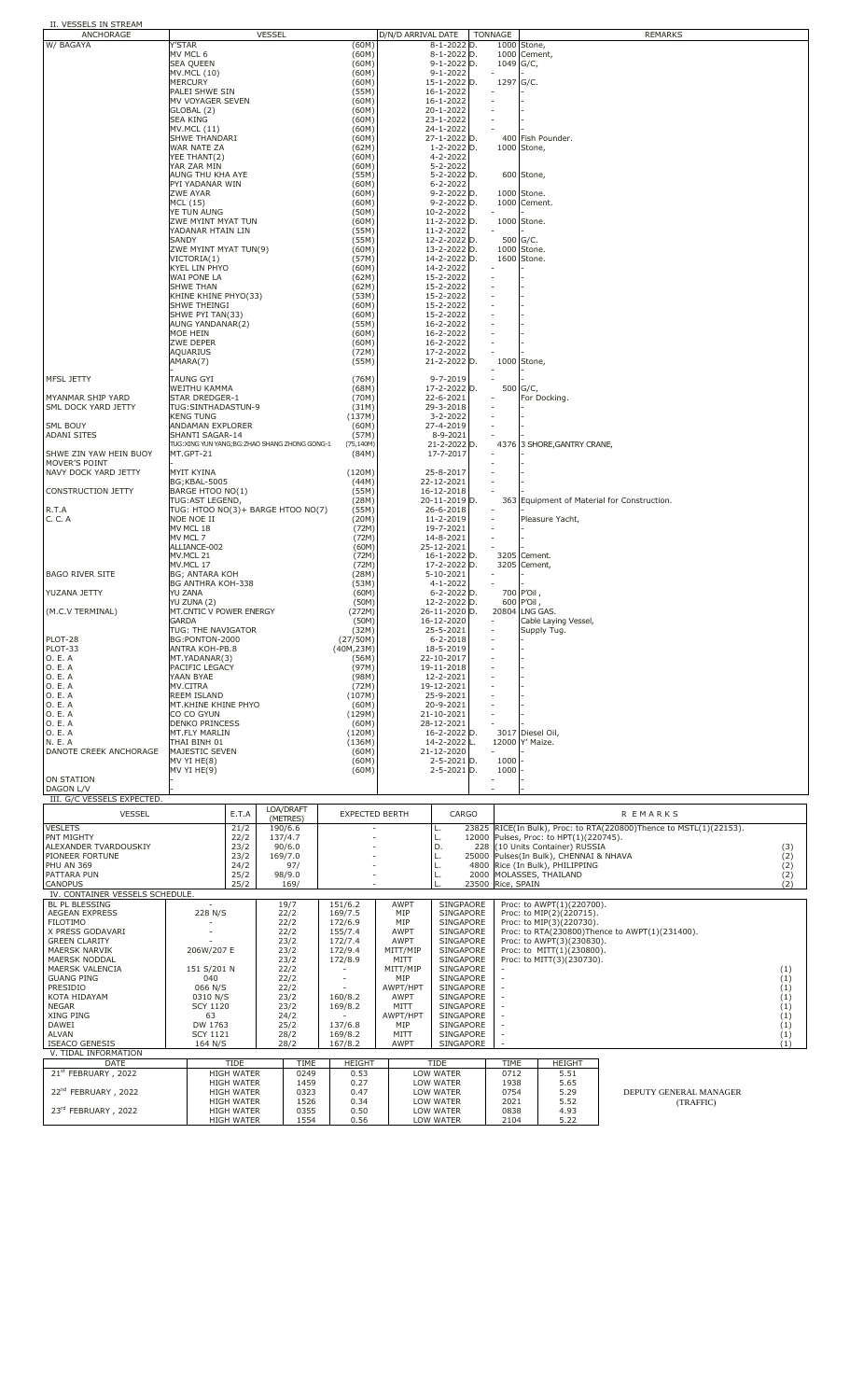## II. VESSELS IN STREAM

| ANCHORAGE | VESSEL | | D/N/D ARRIVAL DATE | | TONNAGE | REMARKS |
|---|---|---|---|---|---|---|
| W/ BAGAYA | Y'STAR | (60M) | 8-1-2022 | D. | 1000 | Stone, |
| | MV MCL 6 | (60M) | 8-1-2022 | D. | 1000 | Cement, |
| | SEA QUEEN | (60M) | 9-1-2022 | D. | 1049 | G/C, |
| | MV.MCL (10) | (60M) | 9-1-2022 | | - | - |
| | MERCURY | (60M) | 15-1-2022 | D. | 1297 | G/C. |
| | PALEI SHWE SIN | (55M) | 16-1-2022 | | - | - |
| | MV VOYAGER SEVEN | (60M) | 16-1-2022 | | - | - |
| | GLOBAL (2) | (60M) | 20-1-2022 | | - | - |
| | SEA KING | (60M) | 23-1-2022 | | - | - |
| | MV.MCL (11) | (60M) | 24-1-2022 | | - | - |
| | SHWE THANDARI | (60M) | 27-1-2022 | D. | 400 | Fish Pounder. |
| | WAR NATE ZA | (62M) | 1-2-2022 | D. | 1000 | Stone, |
| | YEE THANT(2) | (60M) | 4-2-2022 | | | |
| | YAR ZAR MIN | (60M) | 5-2-2022 | | | |
| | AUNG THU KHA AYE | (55M) | 5-2-2022 | D. | 600 | Stone, |
| | PYI YADANAR WIN | (60M) | 6-2-2022 | | | |
| | ZWE AYAR | (60M) | 9-2-2022 | D. | 1000 | Stone. |
| | MCL (15) | (60M) | 9-2-2022 | D. | 1000 | Cement. |
| | YE TUN AUNG | (50M) | 10-2-2022 | | - | - |
| | ZWE MYINT MYAT TUN | (60M) | 11-2-2022 | D. | 1000 | Stone. |
| | YADANAR HTAIN LIN | (55M) | 11-2-2022 | | - | - |
| | SANDY | (55M) | 12-2-2022 | D. | 500 | G/C. |
| | ZWE MYINT MYAT TUN(9) | (60M) | 13-2-2022 | D. | 1000 | Stone. |
| | VICTORIA(1) | (57M) | 14-2-2022 | D. | 1600 | Stone. |
| | KYEL LIN PHYO | (60M) | 14-2-2022 | | - | - |
| | WAI PONE LA | (62M) | 15-2-2022 | | - | - |
| | SHWE THAN | (62M) | 15-2-2022 | | - | - |
| | KHINE KHINE PHYO(33) | (53M) | 15-2-2022 | | - | - |
| | SHWE THEINGI | (60M) | 15-2-2022 | | - | - |
| | SHWE PYI TAN(33) | (60M) | 15-2-2022 | | - | - |
| | AUNG YANDANAR(2) | (55M) | 16-2-2022 | | - | - |
| | MOE HEIN | (60M) | 16-2-2022 | | - | - |
| | ZWE DEPER | (60M) | 16-2-2022 | | - | - |
| | AQUARIUS | (72M) | 17-2-2022 | | - | - |
| | AMARA(7) | (55M) | 21-2-2022 | D. | 1000 | Stone, |
| | - | | | | - | - |
| MFSL JETTY | TAUNG GYI | (76M) | 9-7-2019 | | - | - |
| | WEITHU KAMMA | (68M) | 17-2-2022 | D. | 500 | G/C, |
| MYANMAR SHIP YARD | STAR DREDGER-1 | (70M) | 22-6-2021 | | - | For Docking. |
| SML DOCK YARD JETTY | TUG:SINTHADASTUN-9 | (31M) | 29-3-2018 | | - | - |
| | KENG TUNG | (137M) | 3-2-2022 | | - | - |
| SML BOUY | ANDAMAN EXPLORER | (60M) | 27-4-2019 | | - | - |
| ADANI SITES | SHANTI SAGAR-14 | (57M) | 8-9-2021 | | - | - |
| | TUG:XING YUN YANG;BG:ZHAO SHANG ZHONG GONG-1 | (75,140M) | 21-2-2022 | D. | 4376 | 3 SHORE,GANTRY CRANE, |
| SHWE ZIN YAW HEIN BUOY | MT.GPT-21 | (84M) | 17-7-2017 | | - | - |
| MOVER'S POINT | - | | | | | |
| NAVY DOCK YARD JETTY | MYIT KYINA | (120M) | 25-8-2017 | | - | - |
| | BG:KBAL-5005 | (44M) | 22-12-2021 | | - | - |
| CONSTRUCTION JETTY | BARGE HTOO NO(1) | (55M) | 16-12-2018 | | - | - |
| | TUG:AST LEGEND, | (28M) | 20-11-2019 | D. | 363 | Equipment of Material for Construction. |
| R.T.A | TUG: HTOO NO(3)+ BARGE HTOO NO(7) | (55M) | 26-6-2018 | | - | - |
| C. C. A | NOE NOE II | (20M) | 11-2-2019 | | - | Pleasure Yacht, |
| | MV MCL 18 | (72M) | 19-7-2021 | | - | - |
| | MV MCL 7 | (72M) | 14-8-2021 | | - | - |
| | ALLIANCE-002 | (60M) | 25-12-2021 | | - | - |
| | MV.MCL 21 | (72M) | 16-1-2022 | D. | 3205 | Cement. |
| | MV.MCL 17 | (72M) | 17-2-2022 | D. | 3205 | Cement, |
| BAGO RIVER SITE | BG; ANTARA KOH | (28M) | 5-10-2021 | | - | - |
| | BG ANTHRA KOH-338 | (53M) | 4-1-2022 | | - | - |
| YUZANA JETTY | YU ZANA | (60M) | 6-2-2022 | D. | 700 | P'Oil , |
| | YU ZUNA (2) | (50M) | 12-2-2022 | D. | 600 | P'Oil , |
| (M.C.V TERMINAL) | MT.CNTIC V POWER ENERGY | (272M) | 26-11-2020 | D. | 20804 | LNG GAS. |
| | GARDA | (50M) | 16-12-2020 | | - | Cable Laying Vessel, |
| | TUG: THE NAVIGATOR | (32M) | 25-5-2021 | | - | Supply Tug. |
| PLOT-28 | BG:PONTON-2000 | (27/50M) | 6-2-2018 | | - | - |
| PLOT-33 | ANTRA KOH-PB.8 | (40M,23M) | 18-5-2019 | | - | - |
| O. E. A | MT.YADANAR(3) | (56M) | 22-10-2017 | | - | - |
| O. E. A | PACIFIC LEGACY | (97M) | 19-11-2018 | | - | - |
| O. E. A | YAAN BYAE | (98M) | 12-2-2021 | | - | - |
| O. E. A | MV.CITRA | (72M) | 19-12-2021 | | - | - |
| O. E. A | REEM ISLAND | (107M) | 25-9-2021 | | - | - |
| O. E. A | MT.KHINE KHINE PHYO | (60M) | 20-9-2021 | | - | - |
| O. E. A | CO CO GYUN | (129M) | 21-10-2021 | | - | - |
| O. E. A | DENKO PRINCESS | (60M) | 28-12-2021 | | - | - |
| O. E. A | MT.FLY MARLIN | (120M) | 16-2-2022 | D. | 3017 | Diesel Oil, |
| N. E. A | THAI BINH 01 | (136M) | 14-2-2022 | L. | 12000 | Y' Maize. |
| DANOTE CREEK ANCHORAGE | MAJESTIC SEVEN | (60M) | 21-12-2020 | | - | - |
| | MV YI HE(8) | (60M) | 2-5-2021 | D. | 1000 | - |
| | MV YI HE(9) | (60M) | 2-5-2021 | D. | 1000 | - |
| ON STATION | - | | | | - | - |
| DAGON L/V | - | | | | - | - |

## III. G/C VESSELS EXPECTED.

| VESSEL | E.T.A | LOA/DRAFT (METRES) | EXPECTED BERTH | CARGO | | REMARKS | |
|---|---|---|---|---|---|---|---|
| VESLETS | 21/2 | 190/6.6 | - | L. | 23825 | RICE(In Bulk), Proc: to RTA(220800)Thence to MSTL(1)(22153). | |
| PNT MIGHTY | 22/2 | 137/4.7 | - | L. | 12000 | Pulses, Proc: to HPT(1)(220745). | |
| ALEXANDER TVARDOUSKIY | 23/2 | 90/6.0 | - | D. | 228 | (10 Units Container) RUSSIA | (3) |
| PIONEER FORTUNE | 23/2 | 169/7.0 | - | L. | 25000 | Pulses(In Bulk), CHENNAI & NHAVA | (2) |
| PHU AN 369 | 24/2 | 97/ | - | L. | 4800 | Rice (In Bulk), PHILIPPING | (2) |
| PATTARA PUN | 25/2 | 98/9.0 | - | L. | 2000 | MOLASSES, THAILAND | (2) |
| CANOPUS | 25/2 | 169/ | - | L. | 23500 | Rice, SPAIN | (2) |

## IV. CONTAINER VESSELS SCHEDULE.

| | | | | | | | |
|---|---|---|---|---|---|---|---|
| BL PL BLESSING | - | 19/7 | 151/6.2 | AWPT | SINGPAORE | Proc: to AWPT(1)(220700). | |
| AEGEAN EXPRESS | 228 N/S | 22/2 | 169/7.5 | MIP | SINGPAORE | Proc: to MIP(2)(220715). | |
| FILOTIMO | - | 22/2 | 172/6.9 | MIP | SINGPAORE | Proc: to MIP(3)(220730). | |
| X PRESS GODAVARI | - | 22/2 | 155/7.4 | AWPT | SINGPAORE | Proc: to RTA(230800)Thence to AWPT(1)(231400). | |
| GREEN CLARITY | - | 23/2 | 172/7.4 | AWPT | SINGPAORE | Proc: to AWPT(3)(230830). | |
| MAERSK NARVIK | 206W/207 E | 23/2 | 172/9.4 | MITT/MIP | SINGPAORE | Proc: to MITT(1)(230800). | |
| MAERSK NODDAL | | 23/2 | 172/8.9 | MITT | SINGPAORE | Proc: to MITT(3)(230730). | |
| MAERSK VALENCIA | 151 S/201 N | 22/2 | - | MITT/MIP | SINGPAORE | - | (1) |
| GUANG PING | 040 | 22/2 | - | MIP | SINGPAORE | - | (1) |
| PRESIDIO | 066 N/S | 22/2 | - | AWPT/HPT | SINGPAORE | - | (1) |
| KOTA HIDAYAM | 0310 N/S | 23/2 | 160/8.2 | AWPT | SINGPAORE | - | (1) |
| NEGAR | SCY 1120 | 23/2 | 169/8.2 | MITT | SINGPAORE | - | (1) |
| XING PING | 63 | 24/2 | - | AWPT/HPT | SINGPAORE | - | (1) |
| DAWEI | DW 1763 | 25/2 | 137/6.8 | MIP | SINGPAORE | - | (1) |
| ALVAN | SCY 1121 | 28/2 | 169/8.2 | MITT | SINGPAORE | - | (1) |
| ISEACO GENESIS | 164 N/S | 28/2 | 167/8.2 | AWPT | SINGPAORE | - | (1) |

## V. TIDAL INFORMATION

| DATE | TIDE | TIME | HEIGHT | TIDE | TIME | HEIGHT |
|---|---|---|---|---|---|---|
| 21st FEBRUARY , 2022 | HIGH WATER | 0249 | 0.53 | LOW WATER | 0712 | 5.51 |
| | HIGH WATER | 1459 | 0.27 | LOW WATER | 1938 | 5.65 |
| 22nd FEBRUARY , 2022 | HIGH WATER | 0323 | 0.47 | LOW WATER | 0754 | 5.29 |
| | HIGH WATER | 1526 | 0.34 | LOW WATER | 2021 | 5.52 |
| 23rd FEBRUARY , 2022 | HIGH WATER | 0355 | 0.50 | LOW WATER | 0838 | 4.93 |
| | HIGH WATER | 1554 | 0.56 | LOW WATER | 2104 | 5.22 |

DEPUTY GENERAL MANAGER
(TRAFFIC)